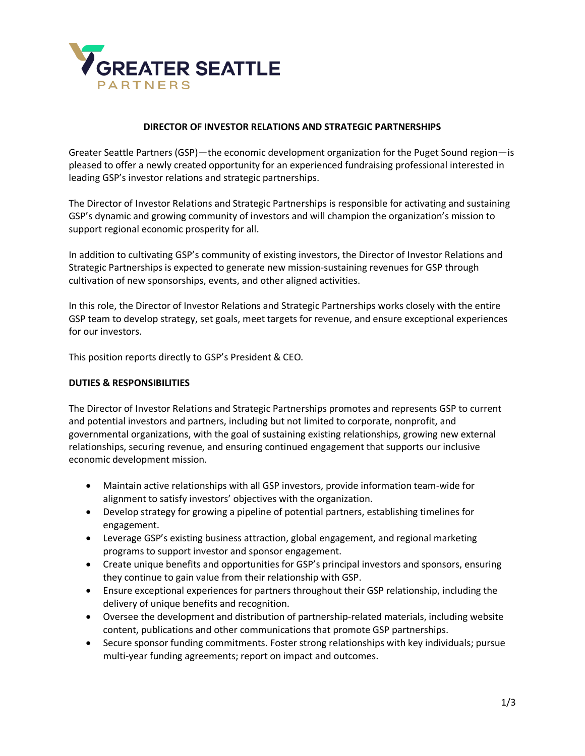GREATER SEATTLE PARTNERS

# DIRECTOR OF INVESTOR RELATIONS AND STRATEGIC PARTNERSHIPS

Greater Seattle Partners (GSP)—the economic development organization for the Puget Sound region—is pleased to offer a newly created opportunity for an experienced fundraising professional interested in leading GSP's investor relations and strategic partnerships.

The Director of Investor Relations and Strategic Partnerships is responsible for activating and sustaining GSP's dynamic and growing community of investors and will champion the organization's mission to support regional economic prosperity for all.

In addition to cultivating GSP's community of existing investors, the Director of Investor Relations and Strategic Partnerships is expected to generate new mission-sustaining revenues for GSP through cultivation of new sponsorships, events, and other aligned activities.

In this role, the Director of Investor Relations and Strategic Partnerships works closely with the entire GSP team to develop strategy, set goals, meet targets for revenue, and ensure exceptional experiences for our investors.

This position reports directly to GSP's President & CEO.

## DUTIES & RESPONSIBILITIES

The Director of Investor Relations and Strategic Partnerships promotes and represents GSP to current and potential investors and partners, including but not limited to corporate, nonprofit, and governmental organizations, with the goal of sustaining existing relationships, growing new external relationships, securing revenue, and ensuring continued engagement that supports our inclusive economic development mission.

- Maintain active relationships with all GSP investors, provide information team-wide for alignment to satisfy investors' objectives with the organization.
- Develop strategy for growing a pipeline of potential partners, establishing timelines for engagement.
- Leverage GSP's existing business attraction, global engagement, and regional marketing programs to support investor and sponsor engagement.
- Create unique benefits and opportunities for GSP's principal investors and sponsors, ensuring they continue to gain value from their relationship with GSP.
- Ensure exceptional experiences for partners throughout their GSP relationship, including the delivery of unique benefits and recognition.
- Oversee the development and distribution of partnership-related materials, including website content, publications and other communications that promote GSP partnerships.
- Secure sponsor funding commitments. Foster strong relationships with key individuals; pursue multi-year funding agreements; report on impact and outcomes.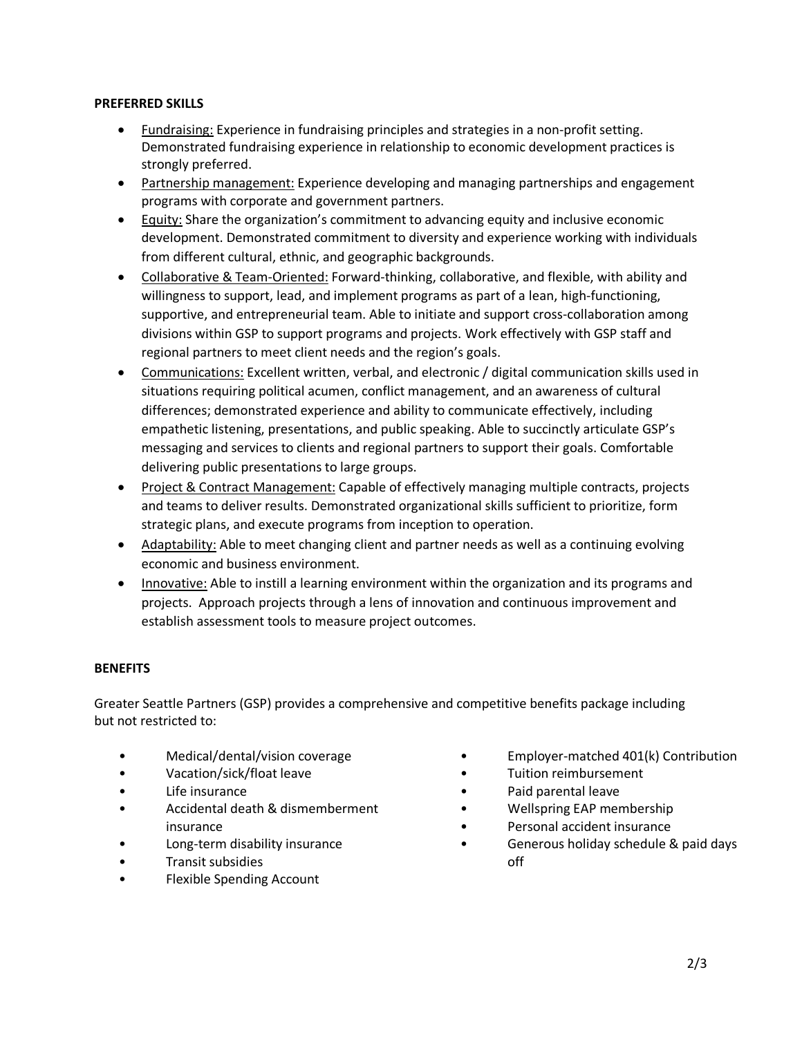**PREFERRED SKILLS**

- Fundraising: Experience in fundraising principles and strategies in a non-profit setting. Demonstrated fundraising experience in relationship to economic development practices is strongly preferred.
- Partnership management: Experience developing and managing partnerships and engagement programs with corporate and government partners.
- Equity: Share the organization's commitment to advancing equity and inclusive economic development. Demonstrated commitment to diversity and experience working with individuals from different cultural, ethnic, and geographic backgrounds.
- Collaborative & Team-Oriented: Forward-thinking, collaborative, and flexible, with ability and willingness to support, lead, and implement programs as part of a lean, high-functioning, supportive, and entrepreneurial team. Able to initiate and support cross-collaboration among divisions within GSP to support programs and projects. Work effectively with GSP staff and regional partners to meet client needs and the region's goals.
- Communications: Excellent written, verbal, and electronic / digital communication skills used in situations requiring political acumen, conflict management, and an awareness of cultural differences; demonstrated experience and ability to communicate effectively, including empathetic listening, presentations, and public speaking. Able to succinctly articulate GSP's messaging and services to clients and regional partners to support their goals. Comfortable delivering public presentations to large groups.
- Project & Contract Management: Capable of effectively managing multiple contracts, projects and teams to deliver results. Demonstrated organizational skills sufficient to prioritize, form strategic plans, and execute programs from inception to operation.
- Adaptability: Able to meet changing client and partner needs as well as a continuing evolving economic and business environment.
- Innovative: Able to instill a learning environment within the organization and its programs and projects. Approach projects through a lens of innovation and continuous improvement and establish assessment tools to measure project outcomes.

**BENEFITS**

Greater Seattle Partners (GSP) provides a comprehensive and competitive benefits package including but not restricted to:

- Medical/dental/vision coverage
- Vacation/sick/float leave
- Life insurance
- Accidental death & dismemberment insurance
- Long-term disability insurance
- Transit subsidies
- Flexible Spending Account
- Employer-matched 401(k) Contribution
- Tuition reimbursement
- Paid parental leave
- Wellspring EAP membership
- Personal accident insurance
- Generous holiday schedule & paid days off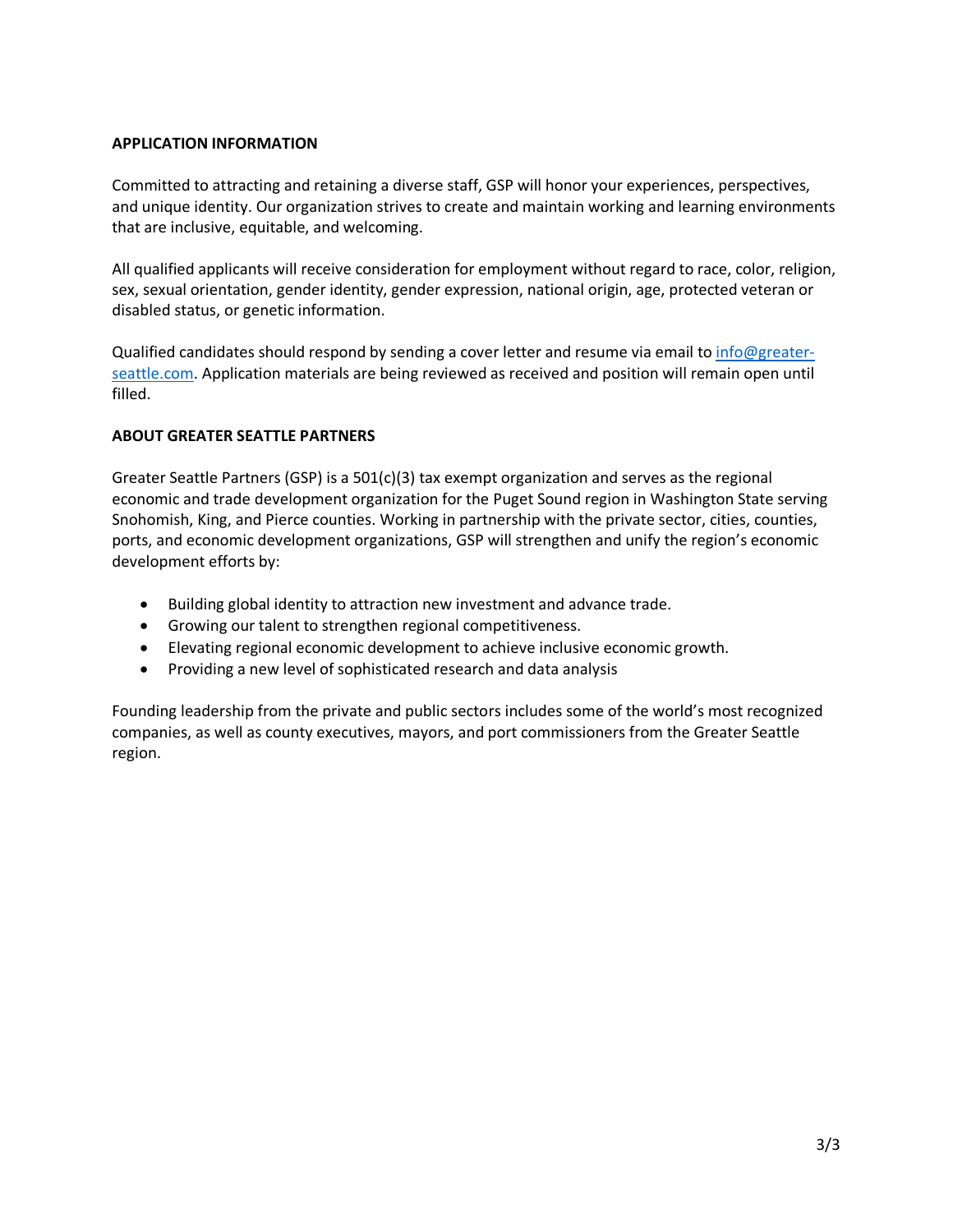**APPLICATION INFORMATION**

Committed to attracting and retaining a diverse staff, GSP will honor your experiences, perspectives, and unique identity. Our organization strives to create and maintain working and learning environments that are inclusive, equitable, and welcoming.

All qualified applicants will receive consideration for employment without regard to race, color, religion, sex, sexual orientation, gender identity, gender expression, national origin, age, protected veteran or disabled status, or genetic information.

Qualified candidates should respond by sending a cover letter and resume via email to info@greater-seattle.com. Application materials are being reviewed as received and position will remain open until filled.

**ABOUT GREATER SEATTLE PARTNERS**

Greater Seattle Partners (GSP) is a 501(c)(3) tax exempt organization and serves as the regional economic and trade development organization for the Puget Sound region in Washington State serving Snohomish, King, and Pierce counties. Working in partnership with the private sector, cities, counties, ports, and economic development organizations, GSP will strengthen and unify the region's economic development efforts by:

- Building global identity to attraction new investment and advance trade.
- Growing our talent to strengthen regional competitiveness.
- Elevating regional economic development to achieve inclusive economic growth.
- Providing a new level of sophisticated research and data analysis

Founding leadership from the private and public sectors includes some of the world's most recognized companies, as well as county executives, mayors, and port commissioners from the Greater Seattle region.